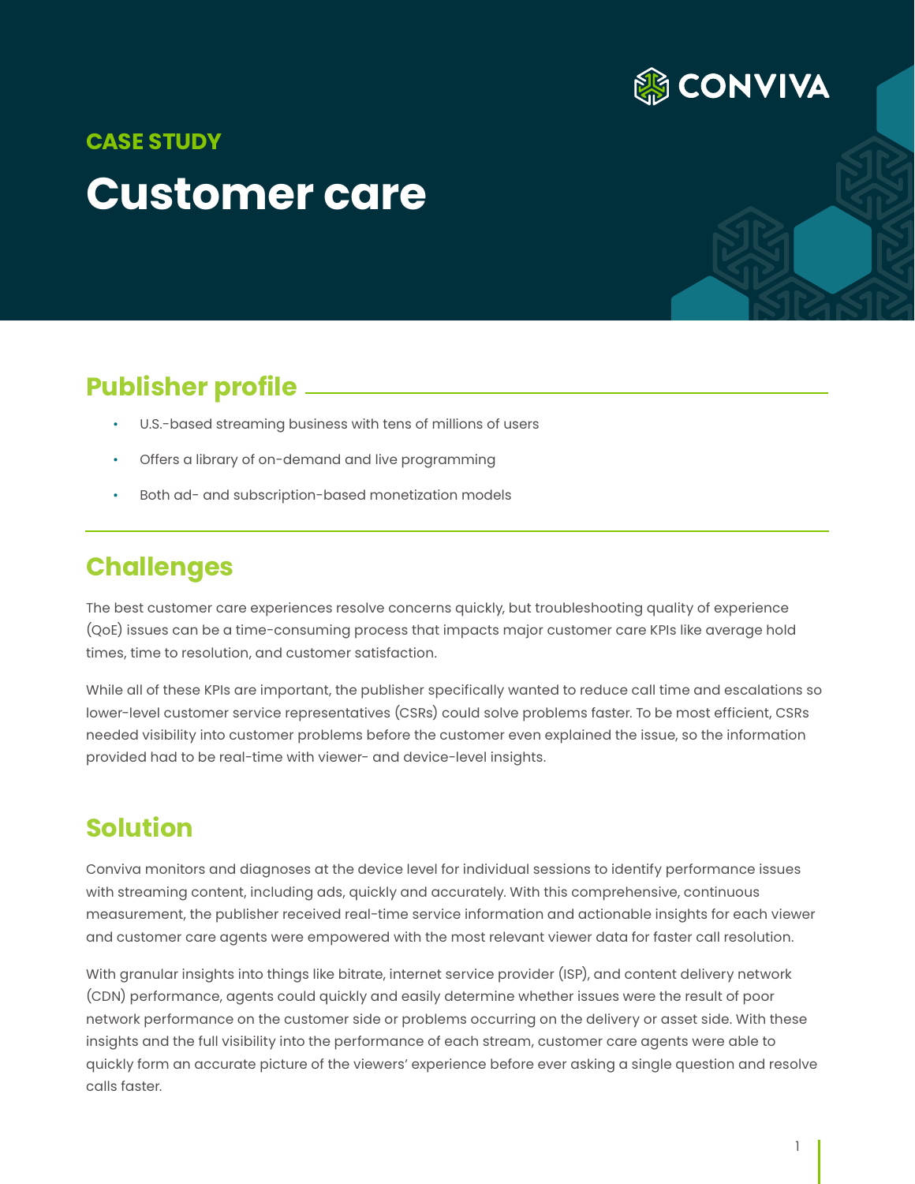CASE STUDY

# Customer care

## Publisher profile

- U.S.-based streaming business with tens of millions of users
- Offers a library of on-demand and live programming
- Both ad- and subscription-based monetization models

## Challenges

The best customer care experiences resolve concerns quickly, but troubleshooting quality of experience (QoE) issues can be a time-consuming process that impacts major customer care KPIs like average hold times, time to resolution, and customer satisfaction.

While all of these KPIs are important, the publisher specifically wanted to reduce call time and escalations so lower-level customer service representatives (CSRs) could solve problems faster. To be most efficient, CSRs needed visibility into customer problems before the customer even explained the issue, so the information provided had to be real-time with viewer- and device-level insights.

## Solution

Conviva monitors and diagnoses at the device level for individual sessions to identify performance issues with streaming content, including ads, quickly and accurately. With this comprehensive, continuous measurement, the publisher received real-time service information and actionable insights for each viewer and customer care agents were empowered with the most relevant viewer data for faster call resolution.

With granular insights into things like bitrate, internet service provider (ISP), and content delivery network (CDN) performance, agents could quickly and easily determine whether issues were the result of poor network performance on the customer side or problems occurring on the delivery or asset side. With these insights and the full visibility into the performance of each stream, customer care agents were able to quickly form an accurate picture of the viewers' experience before ever asking a single question and resolve calls faster.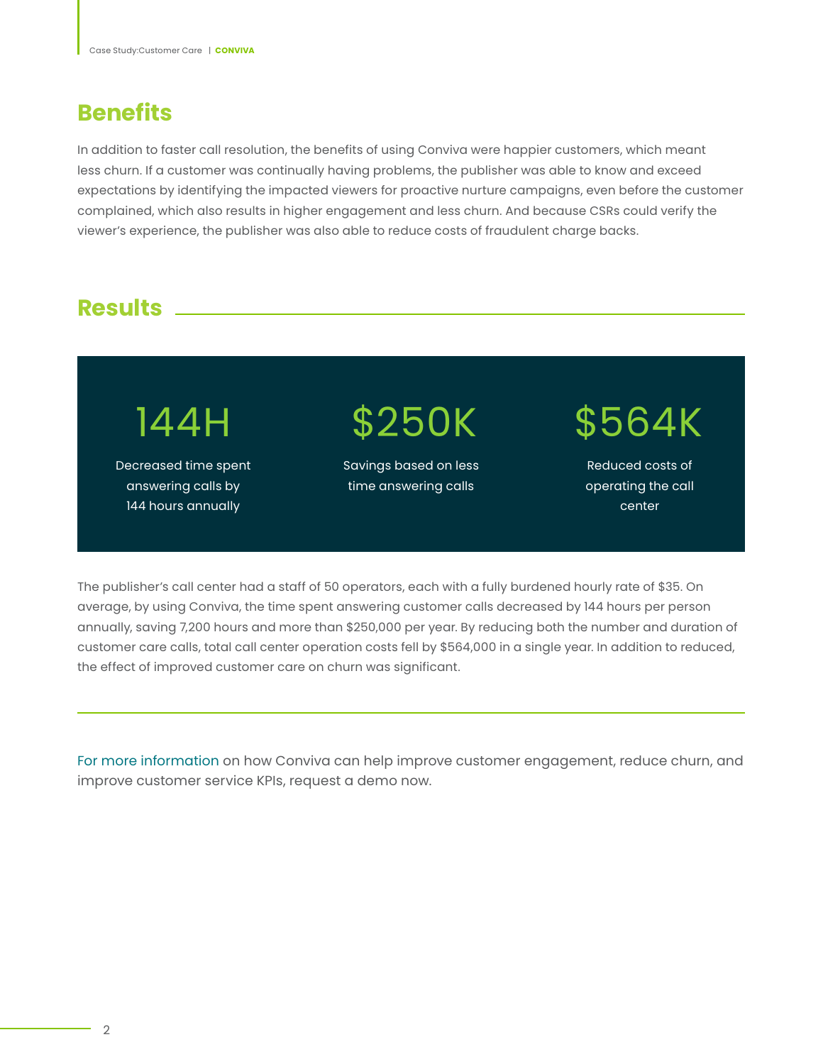## Benefits

In addition to faster call resolution, the benefits of using Conviva were happier customers, which meant less churn. If a customer was continually having problems, the publisher was able to know and exceed expectations by identifying the impacted viewers for proactive nurture campaigns, even before the customer complained, which also results in higher engagement and less churn. And because CSRs could verify the viewer's experience, the publisher was also able to reduce costs of fraudulent charge backs.

## Results

**144H**

Decreased time spent answering calls by 144 hours annually

**$250K**

Savings based on less time answering calls

**$564K**

Reduced costs of operating the call center

The publisher's call center had a staff of 50 operators, each with a fully burdened hourly rate of $35. On average, by using Conviva, the time spent answering customer calls decreased by 144 hours per person annually, saving 7,200 hours and more than $250,000 per year. By reducing both the number and duration of customer care calls, total call center operation costs fell by $564,000 in a single year. In addition to reduced, the effect of improved customer care on churn was significant.

---

For more information on how Conviva can help improve customer engagement, reduce churn, and improve customer service KPIs, request a demo now.